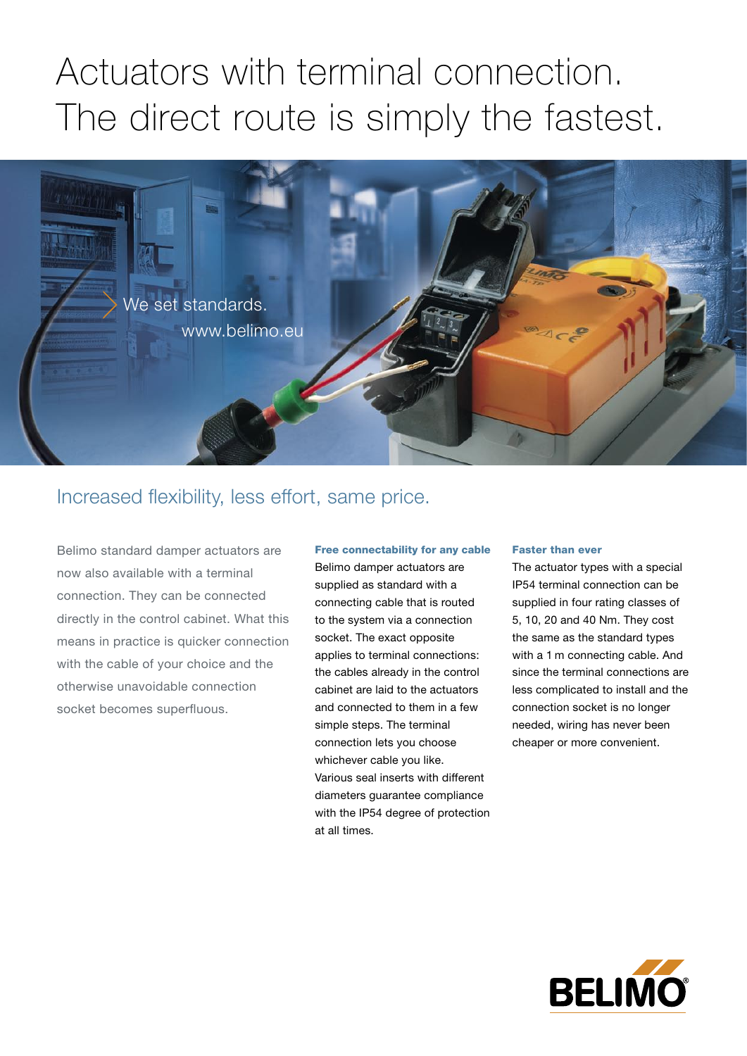# Actuators with terminal connection. The direct route is simply the fastest.

We set standards.
www.belimo.eu

## Increased flexibility, less effort, same price.

Belimo standard damper actuators are now also available with a terminal connection. They can be connected directly in the control cabinet. What this means in practice is quicker connection with the cable of your choice and the otherwise unavoidable connection socket becomes superfluous.

**Free connectability for any cable**

Belimo damper actuators are supplied as standard with a connecting cable that is routed to the system via a connection socket. The exact opposite applies to terminal connections: the cables already in the control cabinet are laid to the actuators and connected to them in a few simple steps. The terminal connection lets you choose whichever cable you like. Various seal inserts with different diameters guarantee compliance with the IP54 degree of protection at all times.

**Faster than ever**

The actuator types with a special IP54 terminal connection can be supplied in four rating classes of 5, 10, 20 and 40 Nm. They cost the same as the standard types with a 1 m connecting cable. And since the terminal connections are less complicated to install and the connection socket is no longer needed, wiring has never been cheaper or more convenient.

BELIMO®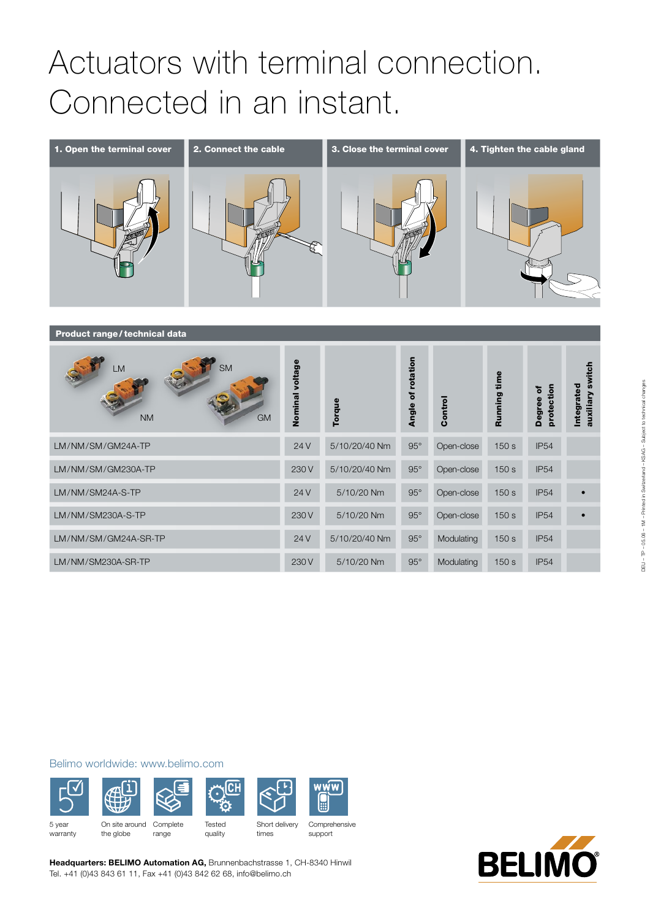# Actuators with terminal connection. Connected in an instant.

1. Open the terminal cover
2. Connect the cable
3. Close the terminal cover
4. Tighten the cable gland

## Product range / technical data

| LM / NM / SM / GM | Nominal voltage | Torque | Angle of rotation | Control | Running time | Degree of protection | Integrated auxiliary switch |
|---|---|---|---|---|---|---|---|
| LM/NM/SM/GM24A-TP | 24 V | 5/10/20/40 Nm | 95° | Open-close | 150 s | IP54 | |
| LM/NM/SM/GM230A-TP | 230 V | 5/10/20/40 Nm | 95° | Open-close | 150 s | IP54 | |
| LM/NM/SM24A-S-TP | 24 V | 5/10/20 Nm | 95° | Open-close | 150 s | IP54 | • |
| LM/NM/SM230A-S-TP | 230 V | 5/10/20 Nm | 95° | Open-close | 150 s | IP54 | • |
| LM/NM/SM/GM24A-SR-TP | 24 V | 5/10/20/40 Nm | 95° | Modulating | 150 s | IP54 | |
| LM/NM/SM230A-SR-TP | 230 V | 5/10/20 Nm | 95° | Modulating | 150 s | IP54 | |

Belimo worldwide: www.belimo.com

5 year warranty
On site around the globe
Complete range
Tested quality
Short delivery times
Comprehensive support

**Headquarters: BELIMO Automation AG,** Brunnenbachstrasse 1, CH-8340 Hinwil
Tel. +41 (0)43 843 61 11, Fax +41 (0)43 842 62 68, info@belimo.ch

BELIMO

DEU – TP – 05.06 – 1M – Printed in Switzerland – KSAG – Subject to technical changes